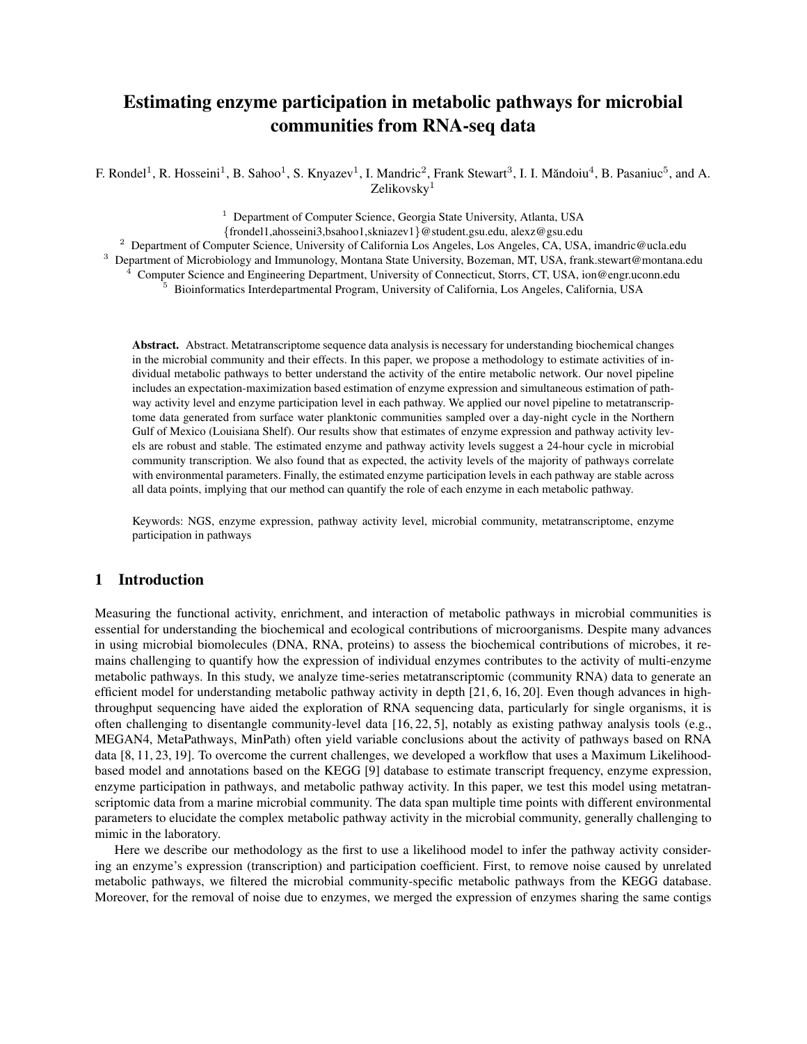# Estimating enzyme participation in metabolic pathways for microbial communities from RNA-seq data

F. Rondel[1], R. Hosseini[1], B. Sahoo[1], S. Knyazev[1], I. Mandric[2], Frank Stewart[3], I. I. Măndoiu[4], B. Pasaniuc[5], and A. Zelikovsky[1]

[1] Department of Computer Science, Georgia State University, Atlanta, USA
{frondel1,ahosseini3,bsahoo1,skniazev1}@student.gsu.edu, alexz@gsu.edu
[2] Department of Computer Science, University of California Los Angeles, Los Angeles, CA, USA, imandric@ucla.edu
[3] Department of Microbiology and Immunology, Montana State University, Bozeman, MT, USA, frank.stewart@montana.edu
[4] Computer Science and Engineering Department, University of Connecticut, Storrs, CT, USA, ion@engr.uconn.edu
[5] Bioinformatics Interdepartmental Program, University of California, Los Angeles, California, USA

**Abstract.** Abstract. Metatranscriptome sequence data analysis is necessary for understanding biochemical changes in the microbial community and their effects. In this paper, we propose a methodology to estimate activities of individual metabolic pathways to better understand the activity of the entire metabolic network. Our novel pipeline includes an expectation-maximization based estimation of enzyme expression and simultaneous estimation of pathway activity level and enzyme participation level in each pathway. We applied our novel pipeline to metatranscriptome data generated from surface water planktonic communities sampled over a day-night cycle in the Northern Gulf of Mexico (Louisiana Shelf). Our results show that estimates of enzyme expression and pathway activity levels are robust and stable. The estimated enzyme and pathway activity levels suggest a 24-hour cycle in microbial community transcription. We also found that as expected, the activity levels of the majority of pathways correlate with environmental parameters. Finally, the estimated enzyme participation levels in each pathway are stable across all data points, implying that our method can quantify the role of each enzyme in each metabolic pathway.

Keywords: NGS, enzyme expression, pathway activity level, microbial community, metatranscriptome, enzyme participation in pathways

## 1 Introduction

Measuring the functional activity, enrichment, and interaction of metabolic pathways in microbial communities is essential for understanding the biochemical and ecological contributions of microorganisms. Despite many advances in using microbial biomolecules (DNA, RNA, proteins) to assess the biochemical contributions of microbes, it remains challenging to quantify how the expression of individual enzymes contributes to the activity of multi-enzyme metabolic pathways. In this study, we analyze time-series metatranscriptomic (community RNA) data to generate an efficient model for understanding metabolic pathway activity in depth [21, 6, 16, 20]. Even though advances in high-throughput sequencing have aided the exploration of RNA sequencing data, particularly for single organisms, it is often challenging to disentangle community-level data [16, 22, 5], notably as existing pathway analysis tools (e.g., MEGAN4, MetaPathways, MinPath) often yield variable conclusions about the activity of pathways based on RNA data [8, 11, 23, 19]. To overcome the current challenges, we developed a workflow that uses a Maximum Likelihood-based model and annotations based on the KEGG [9] database to estimate transcript frequency, enzyme expression, enzyme participation in pathways, and metabolic pathway activity. In this paper, we test this model using metatranscriptomic data from a marine microbial community. The data span multiple time points with different environmental parameters to elucidate the complex metabolic pathway activity in the microbial community, generally challenging to mimic in the laboratory.

Here we describe our methodology as the first to use a likelihood model to infer the pathway activity considering an enzyme's expression (transcription) and participation coefficient. First, to remove noise caused by unrelated metabolic pathways, we filtered the microbial community-specific metabolic pathways from the KEGG database. Moreover, for the removal of noise due to enzymes, we merged the expression of enzymes sharing the same contigs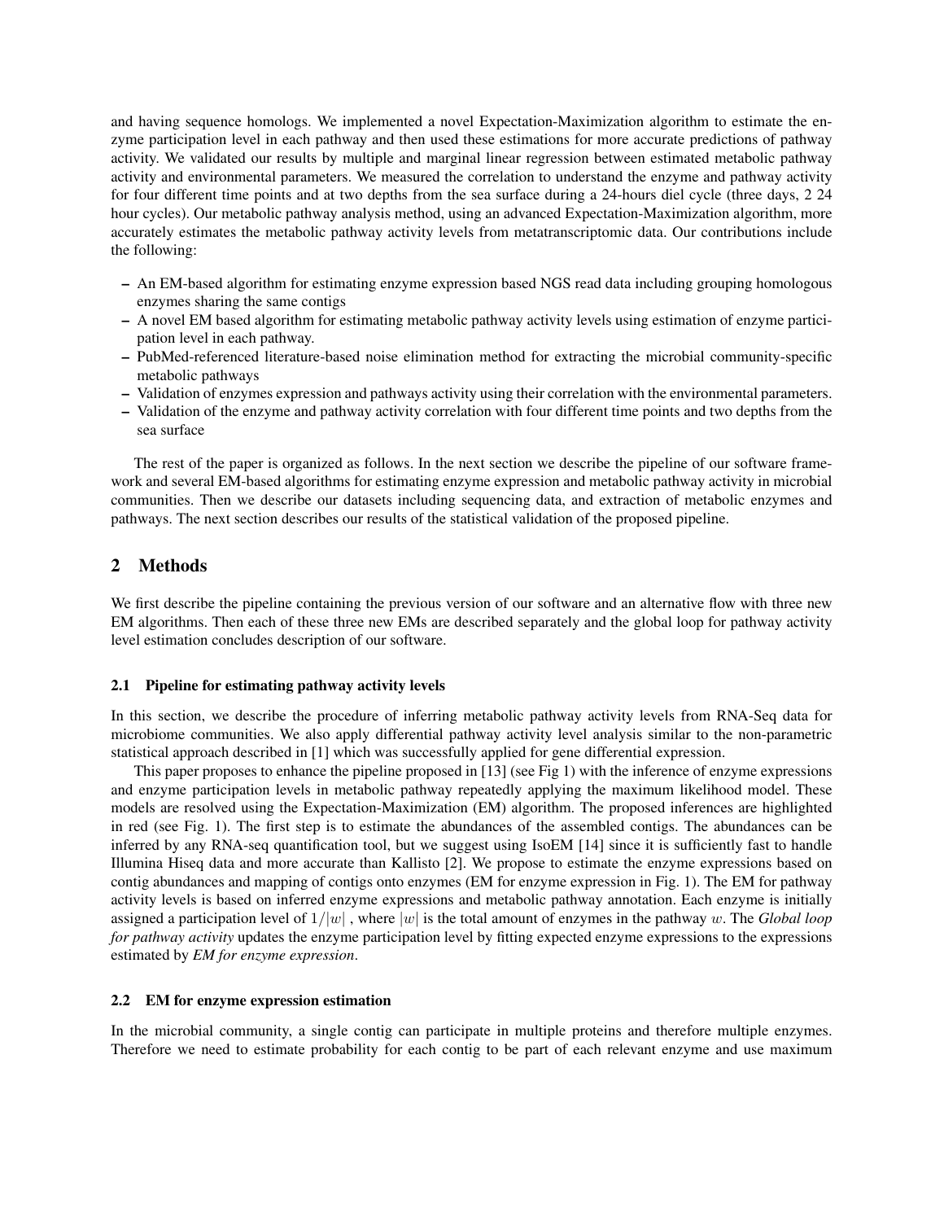and having sequence homologs. We implemented a novel Expectation-Maximization algorithm to estimate the enzyme participation level in each pathway and then used these estimations for more accurate predictions of pathway activity. We validated our results by multiple and marginal linear regression between estimated metabolic pathway activity and environmental parameters. We measured the correlation to understand the enzyme and pathway activity for four different time points and at two depths from the sea surface during a 24-hours diel cycle (three days, 2 24 hour cycles). Our metabolic pathway analysis method, using an advanced Expectation-Maximization algorithm, more accurately estimates the metabolic pathway activity levels from metatranscriptomic data. Our contributions include the following:

- An EM-based algorithm for estimating enzyme expression based NGS read data including grouping homologous enzymes sharing the same contigs
- A novel EM based algorithm for estimating metabolic pathway activity levels using estimation of enzyme participation level in each pathway.
- PubMed-referenced literature-based noise elimination method for extracting the microbial community-specific metabolic pathways
- Validation of enzymes expression and pathways activity using their correlation with the environmental parameters.
- Validation of the enzyme and pathway activity correlation with four different time points and two depths from the sea surface

The rest of the paper is organized as follows. In the next section we describe the pipeline of our software framework and several EM-based algorithms for estimating enzyme expression and metabolic pathway activity in microbial communities. Then we describe our datasets including sequencing data, and extraction of metabolic enzymes and pathways. The next section describes our results of the statistical validation of the proposed pipeline.

## 2 Methods

We first describe the pipeline containing the previous version of our software and an alternative flow with three new EM algorithms. Then each of these three new EMs are described separately and the global loop for pathway activity level estimation concludes description of our software.

### 2.1 Pipeline for estimating pathway activity levels

In this section, we describe the procedure of inferring metabolic pathway activity levels from RNA-Seq data for microbiome communities. We also apply differential pathway activity level analysis similar to the non-parametric statistical approach described in [1] which was successfully applied for gene differential expression.

This paper proposes to enhance the pipeline proposed in [13] (see Fig 1) with the inference of enzyme expressions and enzyme participation levels in metabolic pathway repeatedly applying the maximum likelihood model. These models are resolved using the Expectation-Maximization (EM) algorithm. The proposed inferences are highlighted in red (see Fig. 1). The first step is to estimate the abundances of the assembled contigs. The abundances can be inferred by any RNA-seq quantification tool, but we suggest using IsoEM [14] since it is sufficiently fast to handle Illumina Hiseq data and more accurate than Kallisto [2]. We propose to estimate the enzyme expressions based on contig abundances and mapping of contigs onto enzymes (EM for enzyme expression in Fig. 1). The EM for pathway activity levels is based on inferred enzyme expressions and metabolic pathway annotation. Each enzyme is initially assigned a participation level of $1/|w|$ , where $|w|$ is the total amount of enzymes in the pathway $w$. The *Global loop for pathway activity* updates the enzyme participation level by fitting expected enzyme expressions to the expressions estimated by *EM for enzyme expression*.

### 2.2 EM for enzyme expression estimation

In the microbial community, a single contig can participate in multiple proteins and therefore multiple enzymes. Therefore we need to estimate probability for each contig to be part of each relevant enzyme and use maximum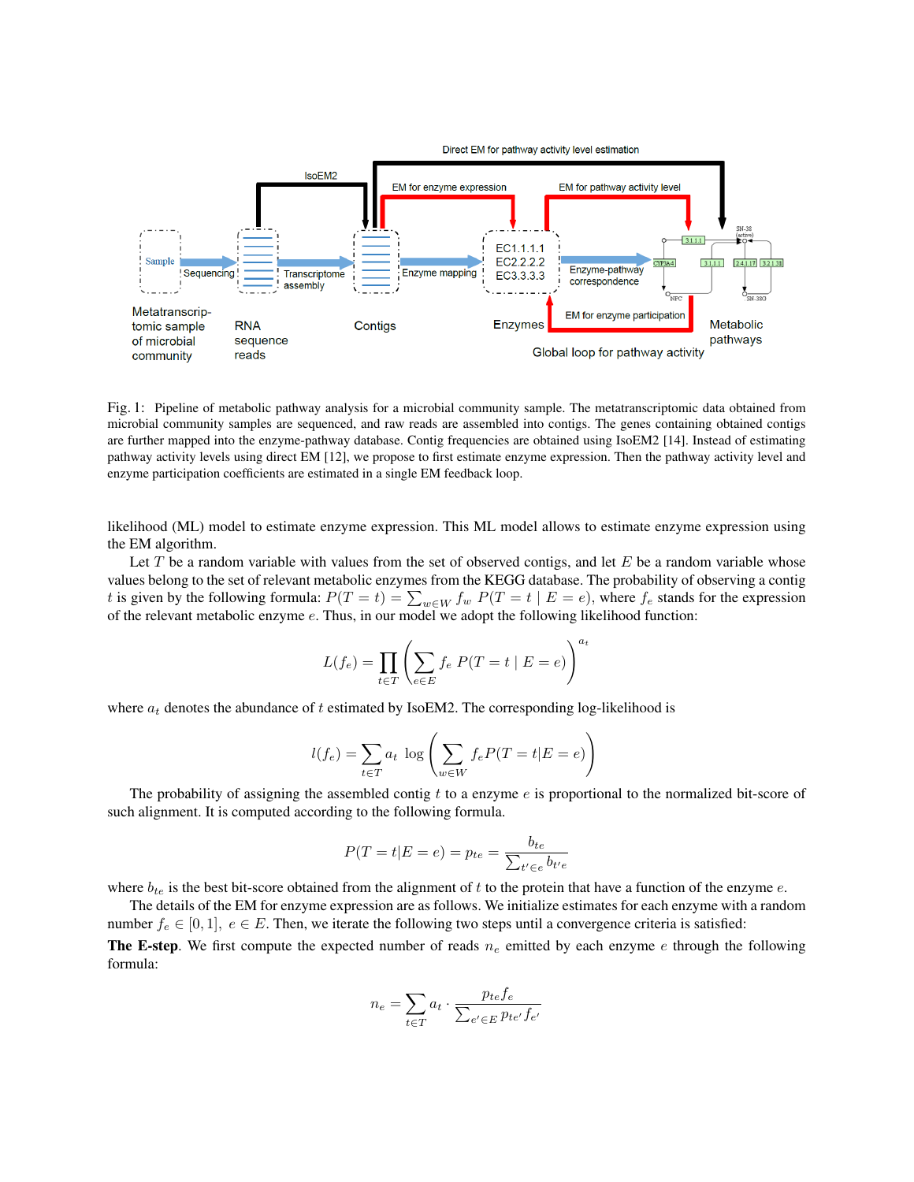Direct EM for pathway activity level estimation

IsoEM2

EM for enzyme expression

EM for pathway activity level

Sample

Sequencing

Transcriptome assembly

Enzyme mapping

EC1.1.1.1
EC2.2.2.2
EC3.3.3.3

Enzyme-pathway correspondence

EM for enzyme participation

Metatranscriptomic sample of microbial community

RNA sequence reads

Contigs

Enzymes

Global loop for pathway activity

Metabolic pathways

Fig. 1: Pipeline of metabolic pathway analysis for a microbial community sample. The metatranscriptomic data obtained from microbial community samples are sequenced, and raw reads are assembled into contigs. The genes containing obtained contigs are further mapped into the enzyme-pathway database. Contig frequencies are obtained using IsoEM2 [14]. Instead of estimating pathway activity levels using direct EM [12], we propose to first estimate enzyme expression. Then the pathway activity level and enzyme participation coefficients are estimated in a single EM feedback loop.

likelihood (ML) model to estimate enzyme expression. This ML model allows to estimate enzyme expression using the EM algorithm.

Let $T$ be a random variable with values from the set of observed contigs, and let $E$ be a random variable whose values belong to the set of relevant metabolic enzymes from the KEGG database. The probability of observing a contig $t$ is given by the following formula: $P(T = t) = \sum_{w \in W} f_w \; P(T = t \mid E = e)$, where $f_e$ stands for the expression of the relevant metabolic enzyme $e$. Thus, in our model we adopt the following likelihood function:

$$L(f_e) = \prod_{t \in T} \left( \sum_{e \in E} f_e \; P(T = t \mid E = e) \right)^{a_t}$$

where $a_t$ denotes the abundance of $t$ estimated by IsoEM2. The corresponding log-likelihood is

$$l(f_e) = \sum_{t \in T} a_t \; \log \left( \sum_{w \in W} f_e P(T = t | E = e) \right)$$

The probability of assigning the assembled contig $t$ to a enzyme $e$ is proportional to the normalized bit-score of such alignment. It is computed according to the following formula.

$$P(T = t | E = e) = p_{te} = \frac{b_{te}}{\sum_{t' \in e} b_{t'e}}$$

where $b_{te}$ is the best bit-score obtained from the alignment of $t$ to the protein that have a function of the enzyme $e$.

The details of the EM for enzyme expression are as follows. We initialize estimates for each enzyme with a random number $f_e \in [0, 1],\; e \in E$. Then, we iterate the following two steps until a convergence criteria is satisfied:

**The E-step**. We first compute the expected number of reads $n_e$ emitted by each enzyme $e$ through the following formula:

$$n_e = \sum_{t \in T} a_t \cdot \frac{p_{te} f_e}{\sum_{e' \in E} p_{te'} f_{e'}}$$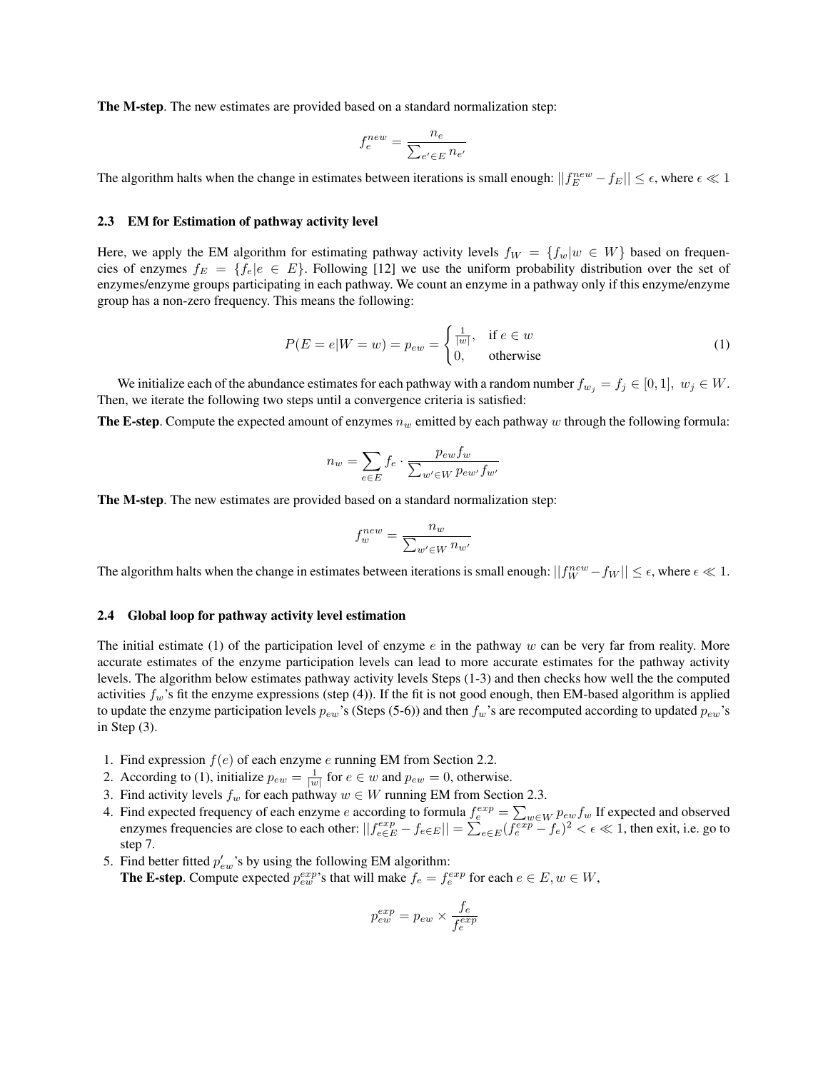**The M-step**. The new estimates are provided based on a standard normalization step:

$$f_e^{new} = \frac{n_e}{\sum_{e' \in E} n_{e'}}$$

The algorithm halts when the change in estimates between iterations is small enough: $||f_E^{new} - f_E|| \leq \epsilon$, where $\epsilon \ll 1$

### 2.3 EM for Estimation of pathway activity level

Here, we apply the EM algorithm for estimating pathway activity levels $f_W = \{f_w | w \in W\}$ based on frequencies of enzymes $f_E = \{f_e | e \in E\}$. Following [12] we use the uniform probability distribution over the set of enzymes/enzyme groups participating in each pathway. We count an enzyme in a pathway only if this enzyme/enzyme group has a non-zero frequency. This means the following:

$$P(E = e | W = w) = p_{ew} = \begin{cases} \frac{1}{|w|}, & \text{if } e \in w \\ 0, & \text{otherwise} \end{cases} \tag{1}$$

We initialize each of the abundance estimates for each pathway with a random number $f_{w_j} = f_j \in [0, 1],\ w_j \in W$. Then, we iterate the following two steps until a convergence criteria is satisfied:

**The E-step**. Compute the expected amount of enzymes $n_w$ emitted by each pathway $w$ through the following formula:

$$n_w = \sum_{e \in E} f_e \cdot \frac{p_{ew} f_w}{\sum_{w' \in W} p_{ew'} f_{w'}}$$

**The M-step**. The new estimates are provided based on a standard normalization step:

$$f_w^{new} = \frac{n_w}{\sum_{w' \in W} n_{w'}}$$

The algorithm halts when the change in estimates between iterations is small enough: $||f_W^{new} - f_W|| \leq \epsilon$, where $\epsilon \ll 1$.

### 2.4 Global loop for pathway activity level estimation

The initial estimate (1) of the participation level of enzyme $e$ in the pathway $w$ can be very far from reality. More accurate estimates of the enzyme participation levels can lead to more accurate estimates for the pathway activity levels. The algorithm below estimates pathway activity levels Steps (1-3) and then checks how well the the computed activities $f_w$'s fit the enzyme expressions (step (4)). If the fit is not good enough, then EM-based algorithm is applied to update the enzyme participation levels $p_{ew}$'s (Steps (5-6)) and then $f_w$'s are recomputed according to updated $p_{ew}$'s in Step (3).

1. Find expression $f(e)$ of each enzyme $e$ running EM from Section 2.2.
2. According to (1), initialize $p_{ew} = \frac{1}{|w|}$ for $e \in w$ and $p_{ew} = 0$, otherwise.
3. Find activity levels $f_w$ for each pathway $w \in W$ running EM from Section 2.3.
4. Find expected frequency of each enzyme $e$ according to formula $f_e^{exp} = \sum_{w \in W} p_{ew} f_w$ If expected and observed enzymes frequencies are close to each other: $||f_{e \in E}^{exp} - f_{e \in E}|| = \sum_{e \in E} (f_e^{exp} - f_e)^2 < \epsilon \ll 1$, then exit, i.e. go to step 7.
5. Find better fitted $p'_{ew}$'s by using the following EM algorithm:
   **The E-step**. Compute expected $p_{ew}^{exp}$'s that will make $f_e = f_e^{exp}$ for each $e \in E, w \in W$,

$$p_{ew}^{exp} = p_{ew} \times \frac{f_e}{f_e^{exp}}$$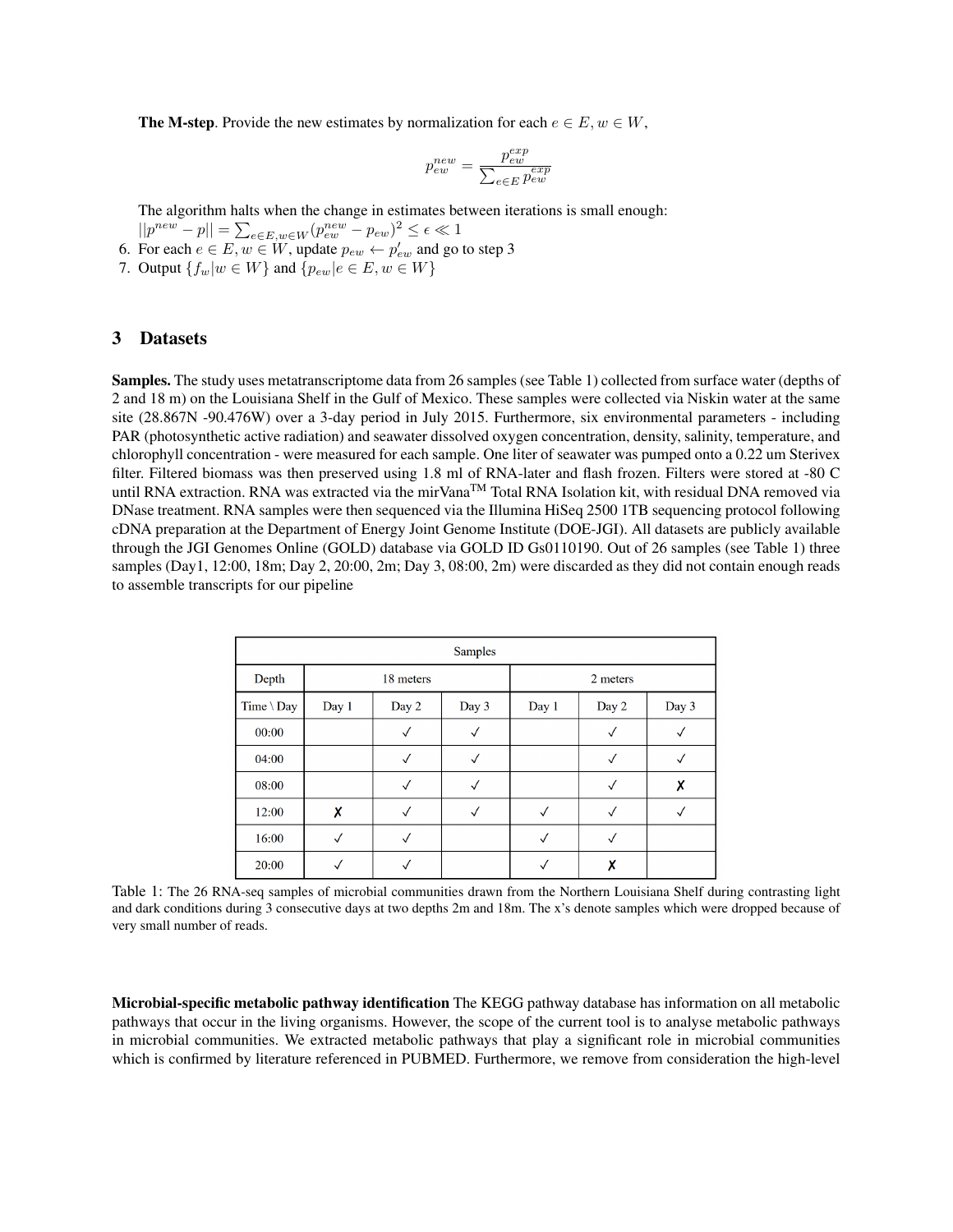**The M-step**. Provide the new estimates by normalization for each $e \in E, w \in W$,

$$p_{ew}^{new} = \frac{p_{ew}^{exp}}{\sum_{e \in E} p_{ew}^{exp}}$$

The algorithm halts when the change in estimates between iterations is small enough: $||p^{new} - p|| = \sum_{e \in E, w \in W}(p_{ew}^{new} - p_{ew})^2 \leq \epsilon \ll 1$

6. For each $e \in E, w \in W$, update $p_{ew} \leftarrow p'_{ew}$ and go to step 3
7. Output $\{f_w | w \in W\}$ and $\{p_{ew} | e \in E, w \in W\}$

## 3 Datasets

**Samples.** The study uses metatranscriptome data from 26 samples (see Table 1) collected from surface water (depths of 2 and 18 m) on the Louisiana Shelf in the Gulf of Mexico. These samples were collected via Niskin water at the same site (28.867N -90.476W) over a 3-day period in July 2015. Furthermore, six environmental parameters - including PAR (photosynthetic active radiation) and seawater dissolved oxygen concentration, density, salinity, temperature, and chlorophyll concentration - were measured for each sample. One liter of seawater was pumped onto a 0.22 um Sterivex filter. Filtered biomass was then preserved using 1.8 ml of RNA-later and flash frozen. Filters were stored at -80 C until RNA extraction. RNA was extracted via the mirVana™ Total RNA Isolation kit, with residual DNA removed via DNase treatment. RNA samples were then sequenced via the Illumina HiSeq 2500 1TB sequencing protocol following cDNA preparation at the Department of Energy Joint Genome Institute (DOE-JGI). All datasets are publicly available through the JGI Genomes Online (GOLD) database via GOLD ID Gs0110190. Out of 26 samples (see Table 1) three samples (Day1, 12:00, 18m; Day 2, 20:00, 2m; Day 3, 08:00, 2m) were discarded as they did not contain enough reads to assemble transcripts for our pipeline

| Samples | | | | | | |
|---|---|---|---|---|---|---|
| Depth | 18 meters | | | 2 meters | | |
| Time \ Day | Day 1 | Day 2 | Day 3 | Day 1 | Day 2 | Day 3 |
| 00:00 | | ✓ | ✓ | | ✓ | ✓ |
| 04:00 | | ✓ | ✓ | | ✓ | ✓ |
| 08:00 | | ✓ | ✓ | | ✓ | ✗ |
| 12:00 | ✗ | ✓ | ✓ | ✓ | ✓ | ✓ |
| 16:00 | ✓ | ✓ | | ✓ | ✓ | |
| 20:00 | ✓ | ✓ | | ✓ | ✗ | |

Table 1: The 26 RNA-seq samples of microbial communities drawn from the Northern Louisiana Shelf during contrasting light and dark conditions during 3 consecutive days at two depths 2m and 18m. The x's denote samples which were dropped because of very small number of reads.

**Microbial-specific metabolic pathway identification** The KEGG pathway database has information on all metabolic pathways that occur in the living organisms. However, the scope of the current tool is to analyse metabolic pathways in microbial communities. We extracted metabolic pathways that play a significant role in microbial communities which is confirmed by literature referenced in PUBMED. Furthermore, we remove from consideration the high-level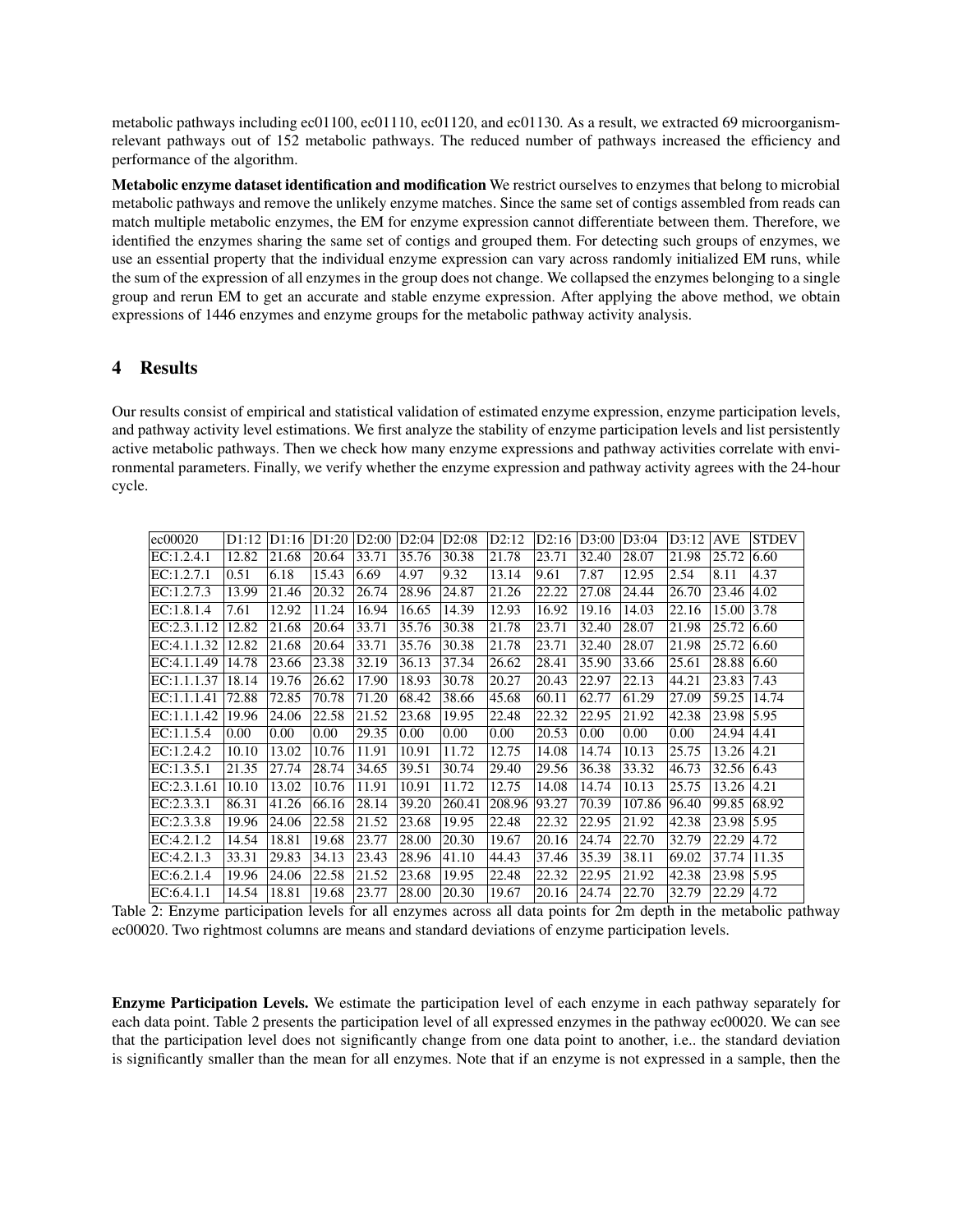metabolic pathways including ec01100, ec01110, ec01120, and ec01130. As a result, we extracted 69 microorganism-relevant pathways out of 152 metabolic pathways. The reduced number of pathways increased the efficiency and performance of the algorithm.

**Metabolic enzyme dataset identification and modification** We restrict ourselves to enzymes that belong to microbial metabolic pathways and remove the unlikely enzyme matches. Since the same set of contigs assembled from reads can match multiple metabolic enzymes, the EM for enzyme expression cannot differentiate between them. Therefore, we identified the enzymes sharing the same set of contigs and grouped them. For detecting such groups of enzymes, we use an essential property that the individual enzyme expression can vary across randomly initialized EM runs, while the sum of the expression of all enzymes in the group does not change. We collapsed the enzymes belonging to a single group and rerun EM to get an accurate and stable enzyme expression. After applying the above method, we obtain expressions of 1446 enzymes and enzyme groups for the metabolic pathway activity analysis.

## 4 Results

Our results consist of empirical and statistical validation of estimated enzyme expression, enzyme participation levels, and pathway activity level estimations. We first analyze the stability of enzyme participation levels and list persistently active metabolic pathways. Then we check how many enzyme expressions and pathway activities correlate with environmental parameters. Finally, we verify whether the enzyme expression and pathway activity agrees with the 24-hour cycle.

| ec00020 | D1:12 | D1:16 | D1:20 | D2:00 | D2:04 | D2:08 | D2:12 | D2:16 | D3:00 | D3:04 | D3:12 | AVE | STDEV |
|---|---|---|---|---|---|---|---|---|---|---|---|---|---|
| EC:1.2.4.1 | 12.82 | 21.68 | 20.64 | 33.71 | 35.76 | 30.38 | 21.78 | 23.71 | 32.40 | 28.07 | 21.98 | 25.72 | 6.60 |
| EC:1.2.7.1 | 0.51 | 6.18 | 15.43 | 6.69 | 4.97 | 9.32 | 13.14 | 9.61 | 7.87 | 12.95 | 2.54 | 8.11 | 4.37 |
| EC:1.2.7.3 | 13.99 | 21.46 | 20.32 | 26.74 | 28.96 | 24.87 | 21.26 | 22.22 | 27.08 | 24.44 | 26.70 | 23.46 | 4.02 |
| EC:1.8.1.4 | 7.61 | 12.92 | 11.24 | 16.94 | 16.65 | 14.39 | 12.93 | 16.92 | 19.16 | 14.03 | 22.16 | 15.00 | 3.78 |
| EC:2.3.1.12 | 12.82 | 21.68 | 20.64 | 33.71 | 35.76 | 30.38 | 21.78 | 23.71 | 32.40 | 28.07 | 21.98 | 25.72 | 6.60 |
| EC:4.1.1.32 | 12.82 | 21.68 | 20.64 | 33.71 | 35.76 | 30.38 | 21.78 | 23.71 | 32.40 | 28.07 | 21.98 | 25.72 | 6.60 |
| EC:4.1.1.49 | 14.78 | 23.66 | 23.38 | 32.19 | 36.13 | 37.34 | 26.62 | 28.41 | 35.90 | 33.66 | 25.61 | 28.88 | 6.60 |
| EC:1.1.1.37 | 18.14 | 19.76 | 26.62 | 17.90 | 18.93 | 30.78 | 20.27 | 20.43 | 22.97 | 22.13 | 44.21 | 23.83 | 7.43 |
| EC:1.1.1.41 | 72.88 | 72.85 | 70.78 | 71.20 | 68.42 | 38.66 | 45.68 | 60.11 | 62.77 | 61.29 | 27.09 | 59.25 | 14.74 |
| EC:1.1.1.42 | 19.96 | 24.06 | 22.58 | 21.52 | 23.68 | 19.95 | 22.48 | 22.32 | 22.95 | 21.92 | 42.38 | 23.98 | 5.95 |
| EC:1.1.5.4 | 0.00 | 0.00 | 0.00 | 29.35 | 0.00 | 0.00 | 0.00 | 20.53 | 0.00 | 0.00 | 0.00 | 24.94 | 4.41 |
| EC:1.2.4.2 | 10.10 | 13.02 | 10.76 | 11.91 | 10.91 | 11.72 | 12.75 | 14.08 | 14.74 | 10.13 | 25.75 | 13.26 | 4.21 |
| EC:1.3.5.1 | 21.35 | 27.74 | 28.74 | 34.65 | 39.51 | 30.74 | 29.40 | 29.56 | 36.38 | 33.32 | 46.73 | 32.56 | 6.43 |
| EC:2.3.1.61 | 10.10 | 13.02 | 10.76 | 11.91 | 10.91 | 11.72 | 12.75 | 14.08 | 14.74 | 10.13 | 25.75 | 13.26 | 4.21 |
| EC:2.3.3.1 | 86.31 | 41.26 | 66.16 | 28.14 | 39.20 | 260.41 | 208.96 | 93.27 | 70.39 | 107.86 | 96.40 | 99.85 | 68.92 |
| EC:2.3.3.8 | 19.96 | 24.06 | 22.58 | 21.52 | 23.68 | 19.95 | 22.48 | 22.32 | 22.95 | 21.92 | 42.38 | 23.98 | 5.95 |
| EC:4.2.1.2 | 14.54 | 18.81 | 19.68 | 23.77 | 28.00 | 20.30 | 19.67 | 20.16 | 24.74 | 22.70 | 32.79 | 22.29 | 4.72 |
| EC:4.2.1.3 | 33.31 | 29.83 | 34.13 | 23.43 | 28.96 | 41.10 | 44.43 | 37.46 | 35.39 | 38.11 | 69.02 | 37.74 | 11.35 |
| EC:6.2.1.4 | 19.96 | 24.06 | 22.58 | 21.52 | 23.68 | 19.95 | 22.48 | 22.32 | 22.95 | 21.92 | 42.38 | 23.98 | 5.95 |
| EC:6.4.1.1 | 14.54 | 18.81 | 19.68 | 23.77 | 28.00 | 20.30 | 19.67 | 20.16 | 24.74 | 22.70 | 32.79 | 22.29 | 4.72 |

Table 2: Enzyme participation levels for all enzymes across all data points for 2m depth in the metabolic pathway ec00020. Two rightmost columns are means and standard deviations of enzyme participation levels.

**Enzyme Participation Levels.** We estimate the participation level of each enzyme in each pathway separately for each data point. Table 2 presents the participation level of all expressed enzymes in the pathway ec00020. We can see that the participation level does not significantly change from one data point to another, i.e.. the standard deviation is significantly smaller than the mean for all enzymes. Note that if an enzyme is not expressed in a sample, then the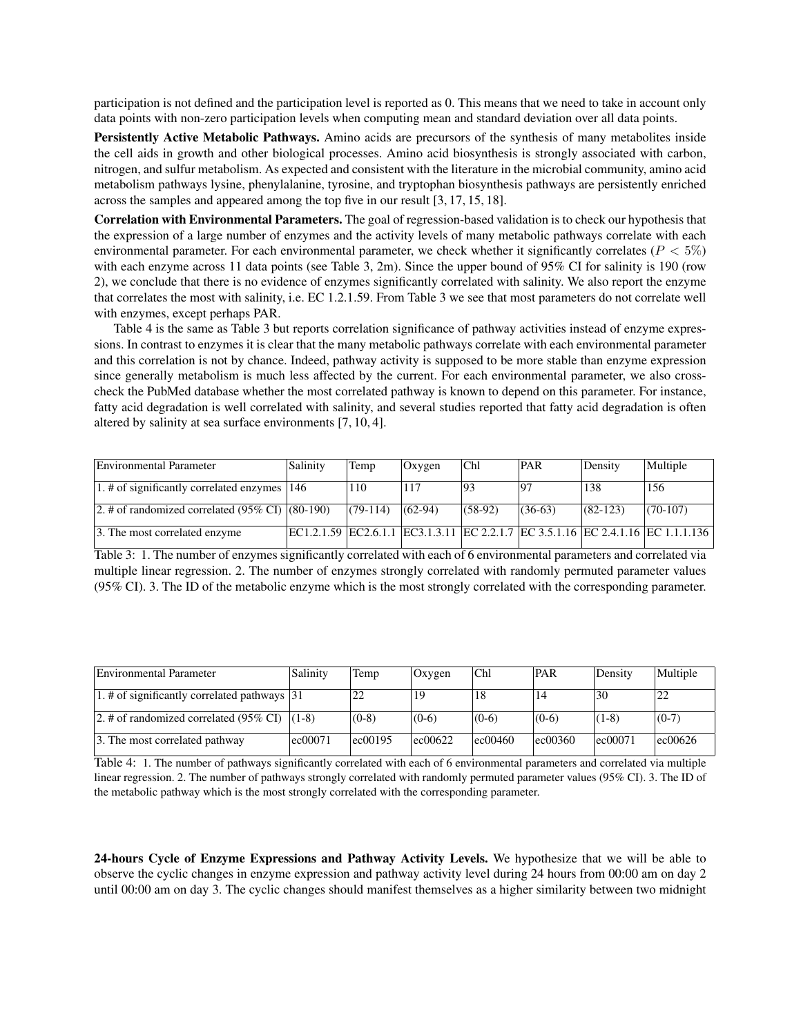participation is not defined and the participation level is reported as 0. This means that we need to take in account only data points with non-zero participation levels when computing mean and standard deviation over all data points.

**Persistently Active Metabolic Pathways.** Amino acids are precursors of the synthesis of many metabolites inside the cell aids in growth and other biological processes. Amino acid biosynthesis is strongly associated with carbon, nitrogen, and sulfur metabolism. As expected and consistent with the literature in the microbial community, amino acid metabolism pathways lysine, phenylalanine, tyrosine, and tryptophan biosynthesis pathways are persistently enriched across the samples and appeared among the top five in our result [3, 17, 15, 18].

**Correlation with Environmental Parameters.** The goal of regression-based validation is to check our hypothesis that the expression of a large number of enzymes and the activity levels of many metabolic pathways correlate with each environmental parameter. For each environmental parameter, we check whether it significantly correlates ($P < 5\%$) with each enzyme across 11 data points (see Table 3, 2m). Since the upper bound of 95% CI for salinity is 190 (row 2), we conclude that there is no evidence of enzymes significantly correlated with salinity. We also report the enzyme that correlates the most with salinity, i.e. EC 1.2.1.59. From Table 3 we see that most parameters do not correlate well with enzymes, except perhaps PAR.

Table 4 is the same as Table 3 but reports correlation significance of pathway activities instead of enzyme expressions. In contrast to enzymes it is clear that the many metabolic pathways correlate with each environmental parameter and this correlation is not by chance. Indeed, pathway activity is supposed to be more stable than enzyme expression since generally metabolism is much less affected by the current. For each environmental parameter, we also crosscheck the PubMed database whether the most correlated pathway is known to depend on this parameter. For instance, fatty acid degradation is well correlated with salinity, and several studies reported that fatty acid degradation is often altered by salinity at sea surface environments [7, 10, 4].

| Environmental Parameter | Salinity | Temp | Oxygen | Chl | PAR | Density | Multiple |
|---|---|---|---|---|---|---|---|
| 1. # of significantly correlated enzymes | 146 | 110 | 117 | 93 | 97 | 138 | 156 |
| 2. # of randomized correlated (95% CI) | (80-190) | (79-114) | (62-94) | (58-92) | (36-63) | (82-123) | (70-107) |
| 3. The most correlated enzyme | EC1.2.1.59 | EC2.6.1.1 | EC3.1.3.11 | EC 2.2.1.7 | EC 3.5.1.16 | EC 2.4.1.16 | EC 1.1.1.136 |

Table 3: 1. The number of enzymes significantly correlated with each of 6 environmental parameters and correlated via multiple linear regression. 2. The number of enzymes strongly correlated with randomly permuted parameter values (95% CI). 3. The ID of the metabolic enzyme which is the most strongly correlated with the corresponding parameter.

| Environmental Parameter | Salinity | Temp | Oxygen | Chl | PAR | Density | Multiple |
|---|---|---|---|---|---|---|---|
| 1. # of significantly correlated pathways | 31 | 22 | 19 | 18 | 14 | 30 | 22 |
| 2. # of randomized correlated (95% CI) | (1-8) | (0-8) | (0-6) | (0-6) | (0-6) | (1-8) | (0-7) |
| 3. The most correlated pathway | ec00071 | ec00195 | ec00622 | ec00460 | ec00360 | ec00071 | ec00626 |

Table 4: 1. The number of pathways significantly correlated with each of 6 environmental parameters and correlated via multiple linear regression. 2. The number of pathways strongly correlated with randomly permuted parameter values (95% CI). 3. The ID of the metabolic pathway which is the most strongly correlated with the corresponding parameter.

**24-hours Cycle of Enzyme Expressions and Pathway Activity Levels.** We hypothesize that we will be able to observe the cyclic changes in enzyme expression and pathway activity level during 24 hours from 00:00 am on day 2 until 00:00 am on day 3. The cyclic changes should manifest themselves as a higher similarity between two midnight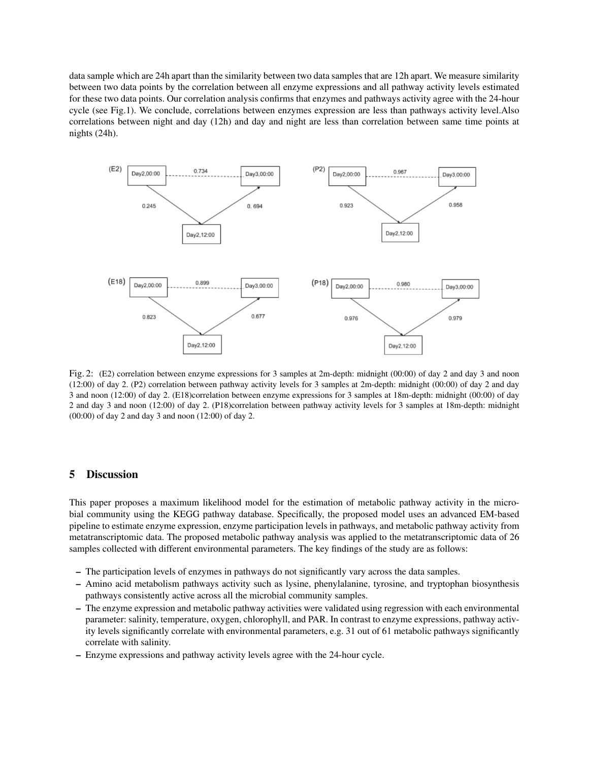data sample which are 24h apart than the similarity between two data samples that are 12h apart. We measure similarity between two data points by the correlation between all enzyme expressions and all pathway activity levels estimated for these two data points. Our correlation analysis confirms that enzymes and pathways activity agree with the 24-hour cycle (see Fig.1). We conclude, correlations between enzymes expression are less than pathways activity level.Also correlations between night and day (12h) and day and night are less than correlation between same time points at nights (24h).

(E2)
Day2,00:00
0.734
Day3,00:00
0.245
0. 694
Day2,12:00

(P2)
Day2,00:00
0.967
Day3,00:00
0.923
0.958
Day2,12:00

(E18)
Day2,00:00
0.899
Day3,00:00
0.823
0.677
Day2,12:00

(P18)
Day2,00:00
0.980
Day3,00:00
0.976
0.979
Day2,12:00

Fig. 2: (E2) correlation between enzyme expressions for 3 samples at 2m-depth: midnight (00:00) of day 2 and day 3 and noon (12:00) of day 2. (P2) correlation between pathway activity levels for 3 samples at 2m-depth: midnight (00:00) of day 2 and day 3 and noon (12:00) of day 2. (E18)correlation between enzyme expressions for 3 samples at 18m-depth: midnight (00:00) of day 2 and day 3 and noon (12:00) of day 2. (P18)correlation between pathway activity levels for 3 samples at 18m-depth: midnight (00:00) of day 2 and day 3 and noon (12:00) of day 2.

## 5 Discussion

This paper proposes a maximum likelihood model for the estimation of metabolic pathway activity in the microbial community using the KEGG pathway database. Specifically, the proposed model uses an advanced EM-based pipeline to estimate enzyme expression, enzyme participation levels in pathways, and metabolic pathway activity from metatranscriptomic data. The proposed metabolic pathway analysis was applied to the metatranscriptomic data of 26 samples collected with different environmental parameters. The key findings of the study are as follows:

- The participation levels of enzymes in pathways do not significantly vary across the data samples.
- Amino acid metabolism pathways activity such as lysine, phenylalanine, tyrosine, and tryptophan biosynthesis pathways consistently active across all the microbial community samples.
- The enzyme expression and metabolic pathway activities were validated using regression with each environmental parameter: salinity, temperature, oxygen, chlorophyll, and PAR. In contrast to enzyme expressions, pathway activity levels significantly correlate with environmental parameters, e.g. 31 out of 61 metabolic pathways significantly correlate with salinity.
- Enzyme expressions and pathway activity levels agree with the 24-hour cycle.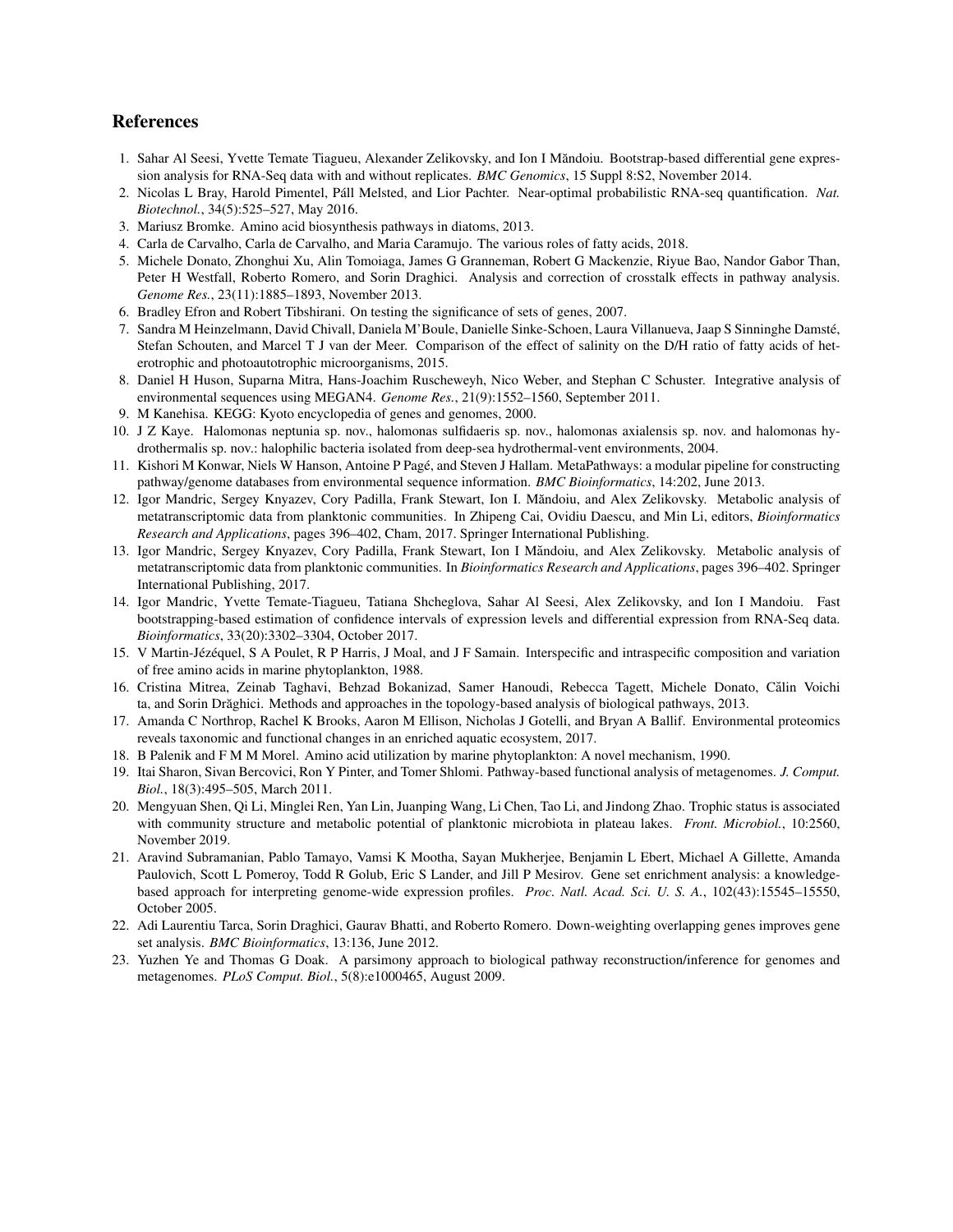## References

1. Sahar Al Seesi, Yvette Temate Tiagueu, Alexander Zelikovsky, and Ion I Măndoiu. Bootstrap-based differential gene expression analysis for RNA-Seq data with and without replicates. *BMC Genomics*, 15 Suppl 8:S2, November 2014.
2. Nicolas L Bray, Harold Pimentel, Páll Melsted, and Lior Pachter. Near-optimal probabilistic RNA-seq quantification. *Nat. Biotechnol.*, 34(5):525–527, May 2016.
3. Mariusz Bromke. Amino acid biosynthesis pathways in diatoms, 2013.
4. Carla de Carvalho, Carla de Carvalho, and Maria Caramujo. The various roles of fatty acids, 2018.
5. Michele Donato, Zhonghui Xu, Alin Tomoiaga, James G Granneman, Robert G Mackenzie, Riyue Bao, Nandor Gabor Than, Peter H Westfall, Roberto Romero, and Sorin Draghici. Analysis and correction of crosstalk effects in pathway analysis. *Genome Res.*, 23(11):1885–1893, November 2013.
6. Bradley Efron and Robert Tibshirani. On testing the significance of sets of genes, 2007.
7. Sandra M Heinzelmann, David Chivall, Daniela M'Boule, Danielle Sinke-Schoen, Laura Villanueva, Jaap S Sinninghe Damsté, Stefan Schouten, and Marcel T J van der Meer. Comparison of the effect of salinity on the D/H ratio of fatty acids of heterotrophic and photoautotrophic microorganisms, 2015.
8. Daniel H Huson, Suparna Mitra, Hans-Joachim Ruscheweyh, Nico Weber, and Stephan C Schuster. Integrative analysis of environmental sequences using MEGAN4. *Genome Res.*, 21(9):1552–1560, September 2011.
9. M Kanehisa. KEGG: Kyoto encyclopedia of genes and genomes, 2000.
10. J Z Kaye. Halomonas neptunia sp. nov., halomonas sulfidaeris sp. nov., halomonas axialensis sp. nov. and halomonas hydrothermalis sp. nov.: halophilic bacteria isolated from deep-sea hydrothermal-vent environments, 2004.
11. Kishori M Konwar, Niels W Hanson, Antoine P Pagé, and Steven J Hallam. MetaPathways: a modular pipeline for constructing pathway/genome databases from environmental sequence information. *BMC Bioinformatics*, 14:202, June 2013.
12. Igor Mandric, Sergey Knyazev, Cory Padilla, Frank Stewart, Ion I. Măndoiu, and Alex Zelikovsky. Metabolic analysis of metatranscriptomic data from planktonic communities. In Zhipeng Cai, Ovidiu Daescu, and Min Li, editors, *Bioinformatics Research and Applications*, pages 396–402, Cham, 2017. Springer International Publishing.
13. Igor Mandric, Sergey Knyazev, Cory Padilla, Frank Stewart, Ion I Măndoiu, and Alex Zelikovsky. Metabolic analysis of metatranscriptomic data from planktonic communities. In *Bioinformatics Research and Applications*, pages 396–402. Springer International Publishing, 2017.
14. Igor Mandric, Yvette Temate-Tiagueu, Tatiana Shcheglova, Sahar Al Seesi, Alex Zelikovsky, and Ion I Mandoiu. Fast bootstrapping-based estimation of confidence intervals of expression levels and differential expression from RNA-Seq data. *Bioinformatics*, 33(20):3302–3304, October 2017.
15. V Martin-Jézéquel, S A Poulet, R P Harris, J Moal, and J F Samain. Interspecific and intraspecific composition and variation of free amino acids in marine phytoplankton, 1988.
16. Cristina Mitrea, Zeinab Taghavi, Behzad Bokanizad, Samer Hanoudi, Rebecca Tagett, Michele Donato, Călin Voichi ta, and Sorin Drăghici. Methods and approaches in the topology-based analysis of biological pathways, 2013.
17. Amanda C Northrop, Rachel K Brooks, Aaron M Ellison, Nicholas J Gotelli, and Bryan A Ballif. Environmental proteomics reveals taxonomic and functional changes in an enriched aquatic ecosystem, 2017.
18. B Palenik and F M M Morel. Amino acid utilization by marine phytoplankton: A novel mechanism, 1990.
19. Itai Sharon, Sivan Bercovici, Ron Y Pinter, and Tomer Shlomi. Pathway-based functional analysis of metagenomes. *J. Comput. Biol.*, 18(3):495–505, March 2011.
20. Mengyuan Shen, Qi Li, Minglei Ren, Yan Lin, Juanping Wang, Li Chen, Tao Li, and Jindong Zhao. Trophic status is associated with community structure and metabolic potential of planktonic microbiota in plateau lakes. *Front. Microbiol.*, 10:2560, November 2019.
21. Aravind Subramanian, Pablo Tamayo, Vamsi K Mootha, Sayan Mukherjee, Benjamin L Ebert, Michael A Gillette, Amanda Paulovich, Scott L Pomeroy, Todd R Golub, Eric S Lander, and Jill P Mesirov. Gene set enrichment analysis: a knowledge-based approach for interpreting genome-wide expression profiles. *Proc. Natl. Acad. Sci. U. S. A.*, 102(43):15545–15550, October 2005.
22. Adi Laurentiu Tarca, Sorin Draghici, Gaurav Bhatti, and Roberto Romero. Down-weighting overlapping genes improves gene set analysis. *BMC Bioinformatics*, 13:136, June 2012.
23. Yuzhen Ye and Thomas G Doak. A parsimony approach to biological pathway reconstruction/inference for genomes and metagenomes. *PLoS Comput. Biol.*, 5(8):e1000465, August 2009.